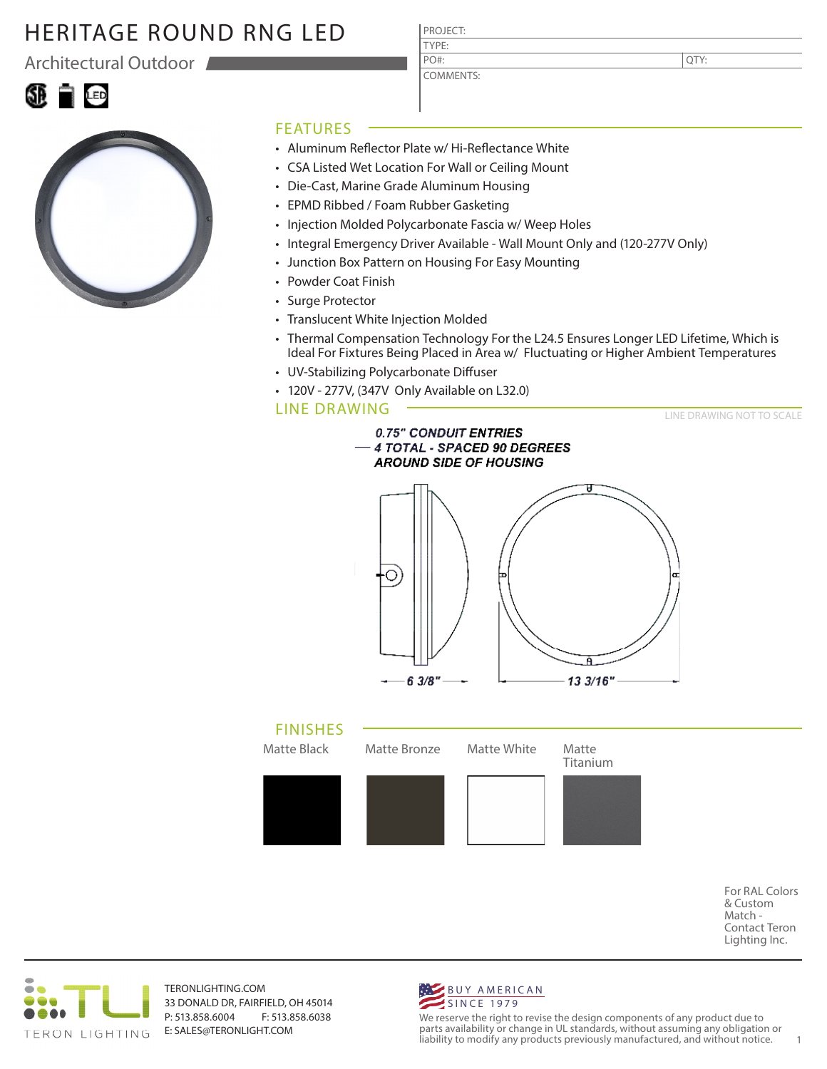# HERITAGE ROUND RNG LED

## Architectural Outdoor

| PROJECT: | |
|---|---|
| TYPE: | |
| PO#: | QTY: |
| COMMENTS: | |

## FEATURES

- Aluminum Reflector Plate w/ Hi-Reflectance White
- CSA Listed Wet Location For Wall or Ceiling Mount
- Die-Cast, Marine Grade Aluminum Housing
- EPMD Ribbed / Foam Rubber Gasketing
- Injection Molded Polycarbonate Fascia w/ Weep Holes
- Integral Emergency Driver Available - Wall Mount Only and (120-277V Only)
- Junction Box Pattern on Housing For Easy Mounting
- Powder Coat Finish
- Surge Protector
- Translucent White Injection Molded
- Thermal Compensation Technology For the L24.5 Ensures Longer LED Lifetime, Which is Ideal For Fixtures Being Placed in Area w/ Fluctuating or Higher Ambient Temperatures
- UV-Stabilizing Polycarbonate Diffuser
- 120V - 277V, (347V Only Available on L32.0)

## LINE DRAWING

LINE DRAWING NOT TO SCALE

0.75" CONDUIT ENTRIES
4 TOTAL - SPACED 90 DEGREES
AROUND SIDE OF HOUSING

6 3/8"

13 3/16"

## FINISHES

| Matte Black | Matte Bronze | Matte White | Matte Titanium |
|---|---|---|---|

For RAL Colors & Custom Match - Contact Teron Lighting Inc.

TERON LIGHTING

TERONLIGHTING.COM
33 DONALD DR, FAIRFIELD, OH 45014
P: 513.858.6004 F: 513.858.6038
E: SALES@TERONLIGHT.COM

BUY AMERICAN
SINCE 1979

We reserve the right to revise the design components of any product due to parts availability or change in UL standards, without assuming any obligation or liability to modify any products previously manufactured, and without notice.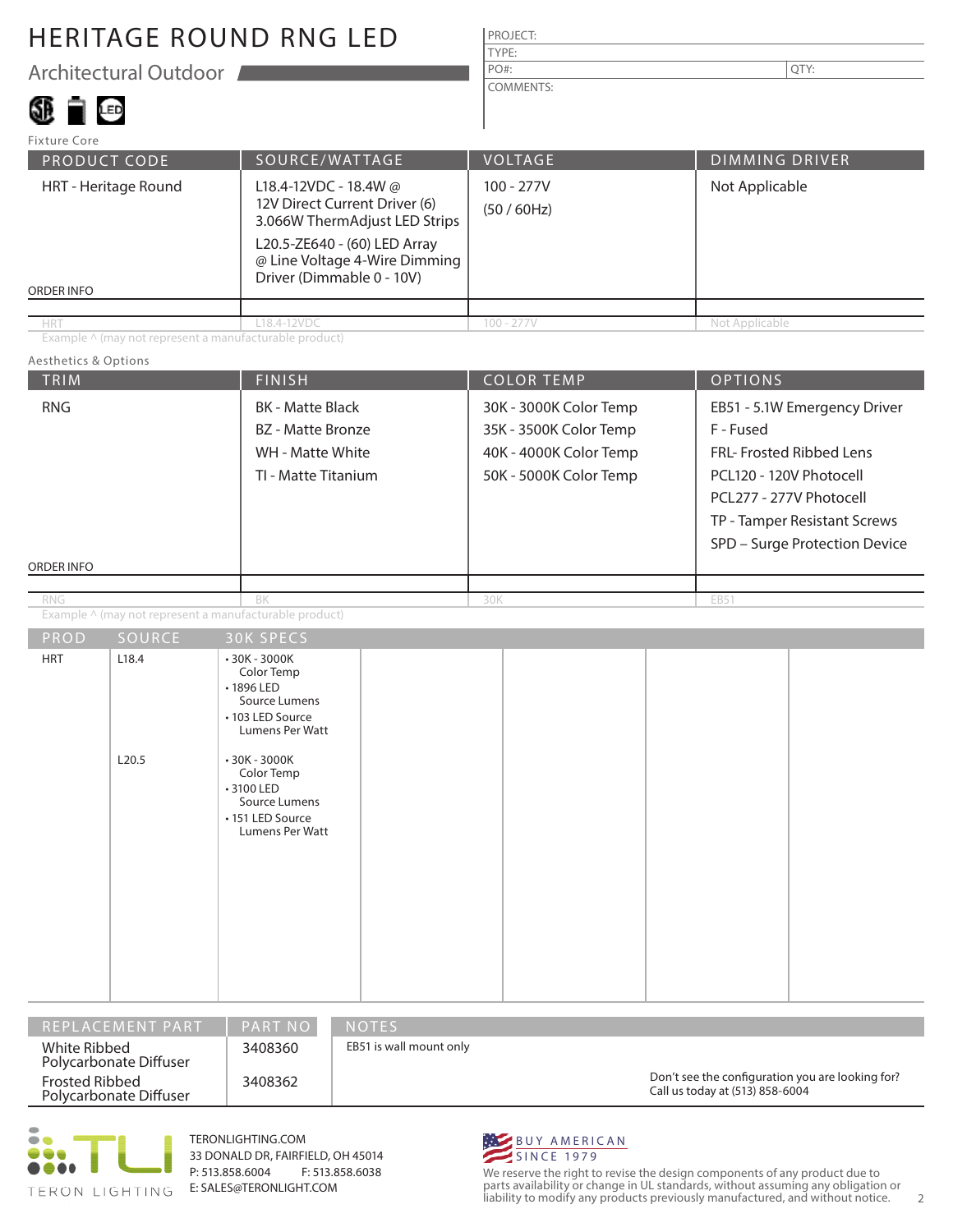# HERITAGE ROUND RNG LED

## Architectural Outdoor

| PROJECT: | |
|---|---|
| TYPE: | |
| PO#: | QTY: |
| COMMENTS: | |

Fixture Core

| PRODUCT CODE | SOURCE/WATTAGE | VOLTAGE | DIMMING DRIVER |
|---|---|---|---|
| HRT - Heritage Round | L18.4-12VDC - 18.4W @ 12V Direct Current Driver (6) 3.066W ThermAdjust LED Strips<br>L20.5-ZE640 - (60) LED Array @ Line Voltage 4-Wire Dimming Driver (Dimmable 0 - 10V) | 100 - 277V<br>(50 / 60Hz) | Not Applicable |
| ORDER INFO | | | |
| HRT | L18.4-12VDC | 100 - 277V | Not Applicable |

Example ^ (may not represent a manufacturable product)

Aesthetics & Options

| TRIM | FINISH | COLOR TEMP | OPTIONS |
|---|---|---|---|
| RNG | BK - Matte Black<br>BZ - Matte Bronze<br>WH - Matte White<br>TI - Matte Titanium | 30K - 3000K Color Temp<br>35K - 3500K Color Temp<br>40K - 4000K Color Temp<br>50K - 5000K Color Temp | EB51 - 5.1W Emergency Driver<br>F - Fused<br>FRL- Frosted Ribbed Lens<br>PCL120 - 120V Photocell<br>PCL277 - 277V Photocell<br>TP - Tamper Resistant Screws<br>SPD – Surge Protection Device |
| ORDER INFO | | | |
| RNG | BK | 30K | EB51 |

Example ^ (may not represent a manufacturable product)

| PROD | SOURCE | 30K SPECS |
|---|---|---|
| HRT | L18.4 | • 30K - 3000K Color Temp<br>• 1896 LED Source Lumens<br>• 103 LED Source Lumens Per Watt |
| | L20.5 | • 30K - 3000K Color Temp<br>• 3100 LED Source Lumens<br>• 151 LED Source Lumens Per Watt |

| REPLACEMENT PART | PART NO | NOTES |
|---|---|---|
| White Ribbed Polycarbonate Diffuser | 3408360 | EB51 is wall mount only |
| Frosted Ribbed Polycarbonate Diffuser | 3408362 | |

Don't see the configuration you are looking for? Call us today at (513) 858-6004

TERON LIGHTING

TERONLIGHTING.COM
33 DONALD DR, FAIRFIELD, OH 45014
P: 513.858.6004 F: 513.858.6038
E: SALES@TERONLIGHT.COM

BUY AMERICAN SINCE 1979

We reserve the right to revise the design components of any product due to parts availability or change in UL standards, without assuming any obligation or liability to modify any products previously manufactured, and without notice.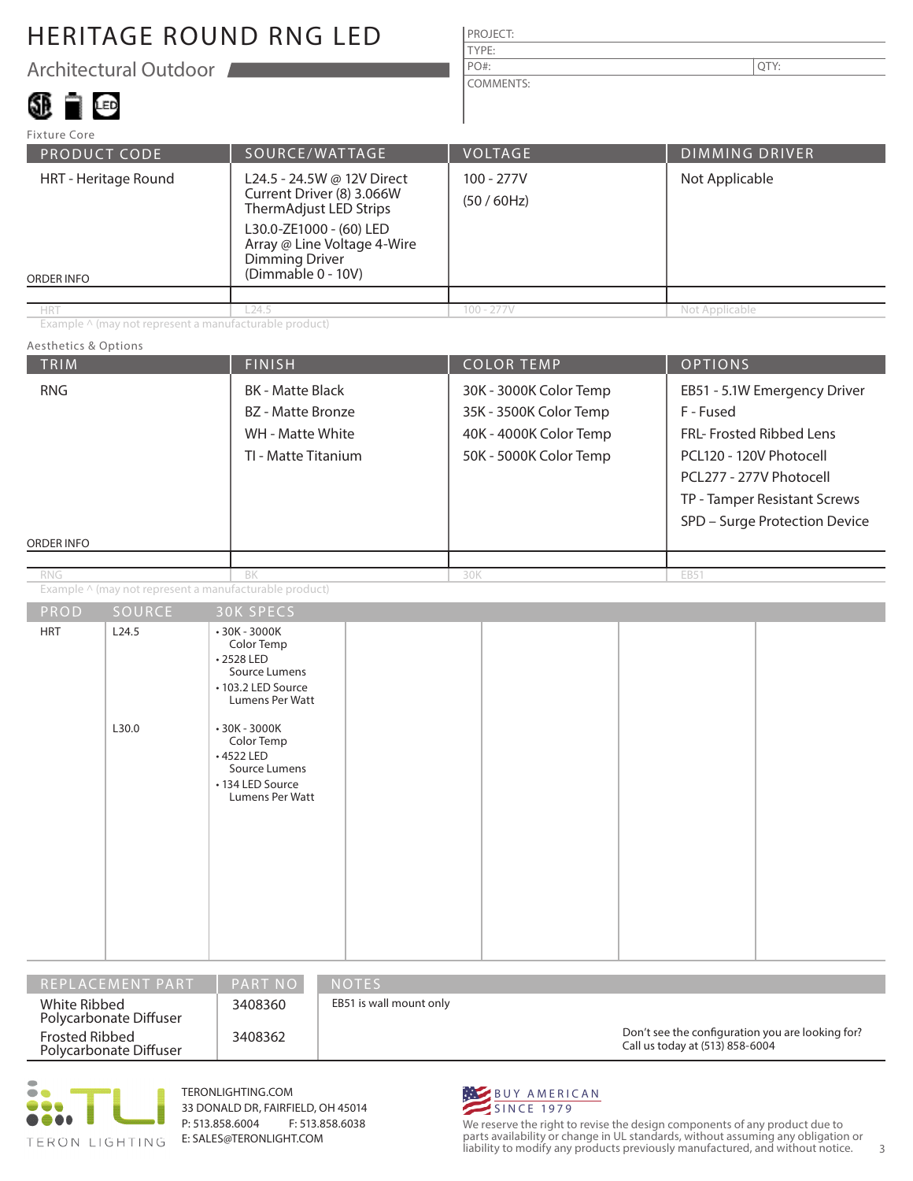# HERITAGE ROUND RNG LED

## Architectural Outdoor

| PROJECT: | |
|---|---|
| TYPE: | |
| PO#: | QTY: |
| COMMENTS: | |

### Fixture Core

| PRODUCT CODE | SOURCE/WATTAGE | VOLTAGE | DIMMING DRIVER |
|---|---|---|---|
| HRT - Heritage Round | L24.5 - 24.5W @ 12V Direct Current Driver (8) 3.066W ThermAdjust LED Strips<br>L30.0-ZE1000 - (60) LED Array @ Line Voltage 4-Wire Dimming Driver (Dimmable 0 - 10V) | 100 - 277V<br>(50 / 60Hz) | Not Applicable |
| ORDER INFO | | | |
| HRT | L24.5 | 100 - 277V | Not Applicable |

Example ^ (may not represent a manufacturable product)

### Aesthetics & Options

| TRIM | FINISH | COLOR TEMP | OPTIONS |
|---|---|---|---|
| RNG | BK - Matte Black<br>BZ - Matte Bronze<br>WH - Matte White<br>TI - Matte Titanium | 30K - 3000K Color Temp<br>35K - 3500K Color Temp<br>40K - 4000K Color Temp<br>50K - 5000K Color Temp | EB51 - 5.1W Emergency Driver<br>F - Fused<br>FRL- Frosted Ribbed Lens<br>PCL120 - 120V Photocell<br>PCL277 - 277V Photocell<br>TP - Tamper Resistant Screws<br>SPD – Surge Protection Device |
| ORDER INFO | | | |
| RNG | BK | 30K | EB51 |

Example ^ (may not represent a manufacturable product)

| PROD | SOURCE | 30K SPECS |
|---|---|---|
| HRT | L24.5 | • 30K - 3000K Color Temp<br>• 2528 LED Source Lumens<br>• 103.2 LED Source Lumens Per Watt |
| | L30.0 | • 30K - 3000K Color Temp<br>• 4522 LED Source Lumens<br>• 134 LED Source Lumens Per Watt |

| REPLACEMENT PART | PART NO |
|---|---|
| White Ribbed Polycarbonate Diffuser | 3408360 |
| Frosted Ribbed Polycarbonate Diffuser | 3408362 |

**NOTES**

EB51 is wall mount only

Don't see the configuration you are looking for? Call us today at (513) 858-6004

TERON LIGHTING

TERONLIGHTING.COM
33 DONALD DR, FAIRFIELD, OH 45014
P: 513.858.6004 F: 513.858.6038
E: SALES@TERONLIGHT.COM

BUY AMERICAN SINCE 1979

We reserve the right to revise the design components of any product due to parts availability or change in UL standards, without assuming any obligation or liability to modify any products previously manufactured, and without notice.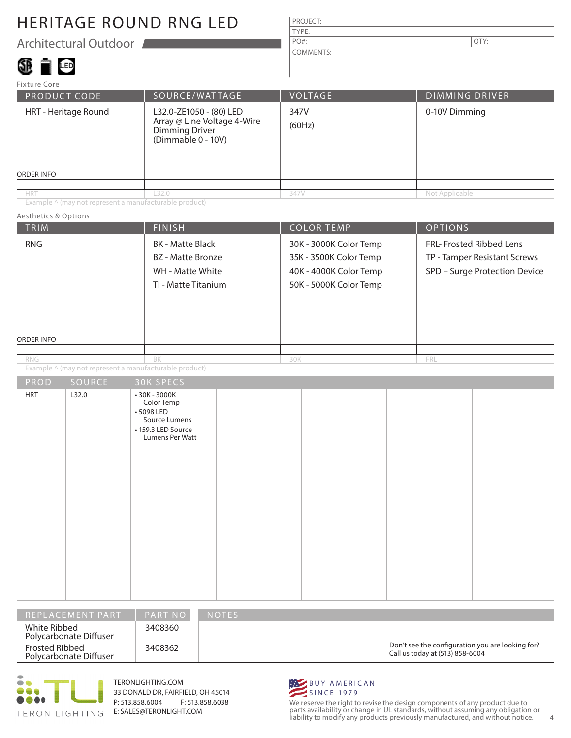# HERITAGE ROUND RNG LED

## Architectural Outdoor

| PROJECT: | |
|---|---|
| TYPE: | |
| PO#: | QTY: |
| COMMENTS: | |

Fixture Core

| PRODUCT CODE | SOURCE/WATTAGE | VOLTAGE | DIMMING DRIVER |
|---|---|---|---|
| HRT - Heritage Round | L32.0-ZE1050 - (80) LED Array @ Line Voltage 4-Wire Dimming Driver (Dimmable 0 - 10V) | 347V (60Hz) | 0-10V Dimming |
| ORDER INFO | | | |
| HRT | L32.0 | 347V | Not Applicable |

Example ^ (may not represent a manufacturable product)

Aesthetics & Options

| TRIM | FINISH | COLOR TEMP | OPTIONS |
|---|---|---|---|
| RNG | BK - Matte Black<br>BZ - Matte Bronze<br>WH - Matte White<br>TI - Matte Titanium | 30K - 3000K Color Temp<br>35K - 3500K Color Temp<br>40K - 4000K Color Temp<br>50K - 5000K Color Temp | FRL- Frosted Ribbed Lens<br>TP - Tamper Resistant Screws<br>SPD – Surge Protection Device |
| ORDER INFO | | | |
| RNG | BK | 30K | FRL |

Example ^ (may not represent a manufacturable product)

| PROD | SOURCE | 30K SPECS | | | | |
|---|---|---|---|---|---|---|
| HRT | L32.0 | • 30K - 3000K Color Temp<br>• 5098 LED Source Lumens<br>• 159.3 LED Source Lumens Per Watt | | | | |

| REPLACEMENT PART | PART NO | NOTES |
|---|---|---|
| White Ribbed Polycarbonate Diffuser | 3408360 | |
| Frosted Ribbed Polycarbonate Diffuser | 3408362 | Don't see the configuration you are looking for? Call us today at (513) 858-6004 |

TERON LIGHTING

TERONLIGHTING.COM
33 DONALD DR, FAIRFIELD, OH 45014
P: 513.858.6004 F: 513.858.6038
E: SALES@TERONLIGHT.COM

BUY AMERICAN
SINCE 1979

We reserve the right to revise the design components of any product due to parts availability or change in UL standards, without assuming any obligation or liability to modify any products previously manufactured, and without notice.